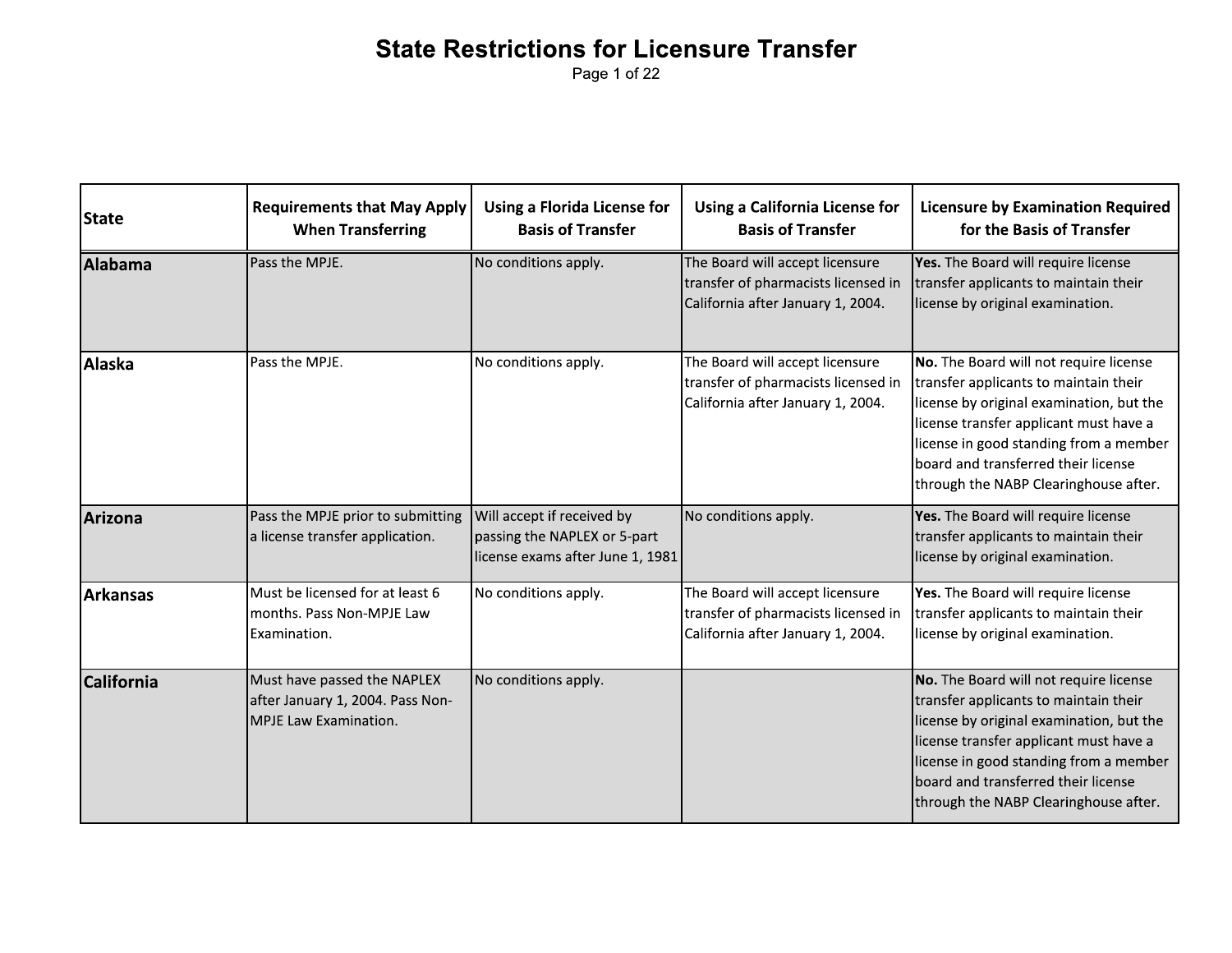# State Restrictions for Licensure Transfer

| State | Requirements that May Apply When Transferring | Using a Florida License for Basis of Transfer | Using a California License for Basis of Transfer | Licensure by Examination Required for the Basis of Transfer |
|---|---|---|---|---|
| **Alabama** | Pass the MPJE. | No conditions apply. | The Board will accept licensure transfer of pharmacists licensed in California after January 1, 2004. | **Yes.** The Board will require license transfer applicants to maintain their license by original examination. |
| **Alaska** | Pass the MPJE. | No conditions apply. | The Board will accept licensure transfer of pharmacists licensed in California after January 1, 2004. | **No.** The Board will not require license transfer applicants to maintain their license by original examination, but the license transfer applicant must have a license in good standing from a member board and transferred their license through the NABP Clearinghouse after. |
| **Arizona** | Pass the MPJE prior to submitting a license transfer application. | Will accept if received by passing the NAPLEX or 5-part license exams after June 1, 1981 | No conditions apply. | **Yes.** The Board will require license transfer applicants to maintain their license by original examination. |
| **Arkansas** | Must be licensed for at least 6 months. Pass Non-MPJE Law Examination. | No conditions apply. | The Board will accept licensure transfer of pharmacists licensed in California after January 1, 2004. | **Yes.** The Board will require license transfer applicants to maintain their license by original examination. |
| **California** | Must have passed the NAPLEX after January 1, 2004. Pass Non-MPJE Law Examination. | No conditions apply. | | **No.** The Board will not require license transfer applicants to maintain their license by original examination, but the license transfer applicant must have a license in good standing from a member board and transferred their license through the NABP Clearinghouse after. |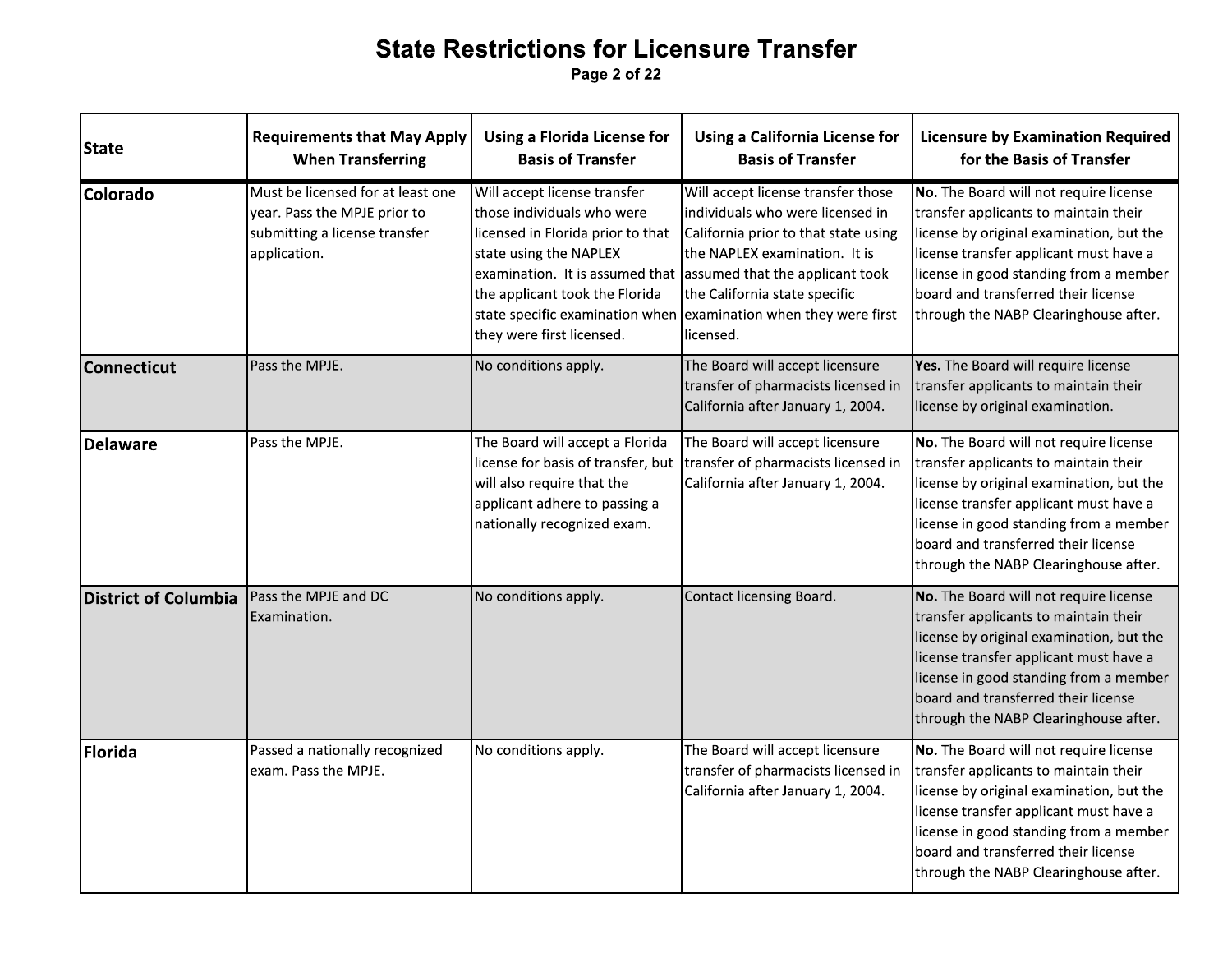# State Restrictions for Licensure Transfer

| State | Requirements that May Apply When Transferring | Using a Florida License for Basis of Transfer | Using a California License for Basis of Transfer | Licensure by Examination Required for the Basis of Transfer |
|---|---|---|---|---|
| **Colorado** | Must be licensed for at least one year. Pass the MPJE prior to submitting a license transfer application. | Will accept license transfer those individuals who were licensed in Florida prior to that state using the NAPLEX examination. It is assumed that the applicant took the Florida state specific examination when they were first licensed. | Will accept license transfer those individuals who were licensed in California prior to that state using the NAPLEX examination. It is assumed that the applicant took the California state specific examination when they were first licensed. | **No.** The Board will not require license transfer applicants to maintain their license by original examination, but the license transfer applicant must have a license in good standing from a member board and transferred their license through the NABP Clearinghouse after. |
| **Connecticut** | Pass the MPJE. | No conditions apply. | The Board will accept licensure transfer of pharmacists licensed in California after January 1, 2004. | **Yes.** The Board will require license transfer applicants to maintain their license by original examination. |
| **Delaware** | Pass the MPJE. | The Board will accept a Florida license for basis of transfer, but will also require that the applicant adhere to passing a nationally recognized exam. | The Board will accept licensure transfer of pharmacists licensed in California after January 1, 2004. | **No.** The Board will not require license transfer applicants to maintain their license by original examination, but the license transfer applicant must have a license in good standing from a member board and transferred their license through the NABP Clearinghouse after. |
| **District of Columbia** | Pass the MPJE and DC Examination. | No conditions apply. | Contact licensing Board. | **No.** The Board will not require license transfer applicants to maintain their license by original examination, but the license transfer applicant must have a license in good standing from a member board and transferred their license through the NABP Clearinghouse after. |
| **Florida** | Passed a nationally recognized exam. Pass the MPJE. | No conditions apply. | The Board will accept licensure transfer of pharmacists licensed in California after January 1, 2004. | **No.** The Board will not require license transfer applicants to maintain their license by original examination, but the license transfer applicant must have a license in good standing from a member board and transferred their license through the NABP Clearinghouse after. |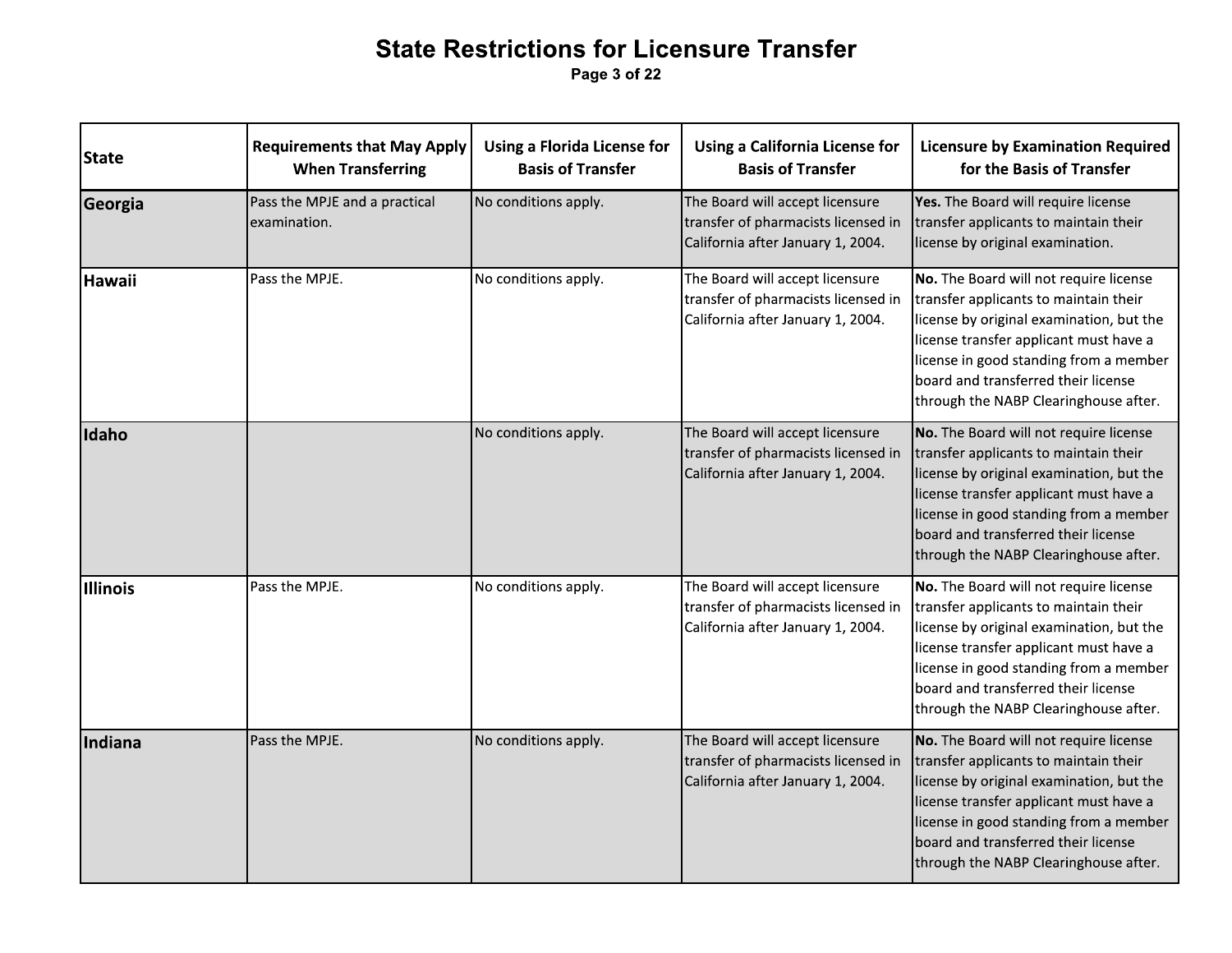# State Restrictions for Licensure Transfer

| State | Requirements that May Apply When Transferring | Using a Florida License for Basis of Transfer | Using a California License for Basis of Transfer | Licensure by Examination Required for the Basis of Transfer |
|---|---|---|---|---|
| **Georgia** | Pass the MPJE and a practical examination. | No conditions apply. | The Board will accept licensure transfer of pharmacists licensed in California after January 1, 2004. | **Yes.** The Board will require license transfer applicants to maintain their license by original examination. |
| **Hawaii** | Pass the MPJE. | No conditions apply. | The Board will accept licensure transfer of pharmacists licensed in California after January 1, 2004. | **No.** The Board will not require license transfer applicants to maintain their license by original examination, but the license transfer applicant must have a license in good standing from a member board and transferred their license through the NABP Clearinghouse after. |
| **Idaho** | | No conditions apply. | The Board will accept licensure transfer of pharmacists licensed in California after January 1, 2004. | **No.** The Board will not require license transfer applicants to maintain their license by original examination, but the license transfer applicant must have a license in good standing from a member board and transferred their license through the NABP Clearinghouse after. |
| **Illinois** | Pass the MPJE. | No conditions apply. | The Board will accept licensure transfer of pharmacists licensed in California after January 1, 2004. | **No.** The Board will not require license transfer applicants to maintain their license by original examination, but the license transfer applicant must have a license in good standing from a member board and transferred their license through the NABP Clearinghouse after. |
| **Indiana** | Pass the MPJE. | No conditions apply. | The Board will accept licensure transfer of pharmacists licensed in California after January 1, 2004. | **No.** The Board will not require license transfer applicants to maintain their license by original examination, but the license transfer applicant must have a license in good standing from a member board and transferred their license through the NABP Clearinghouse after. |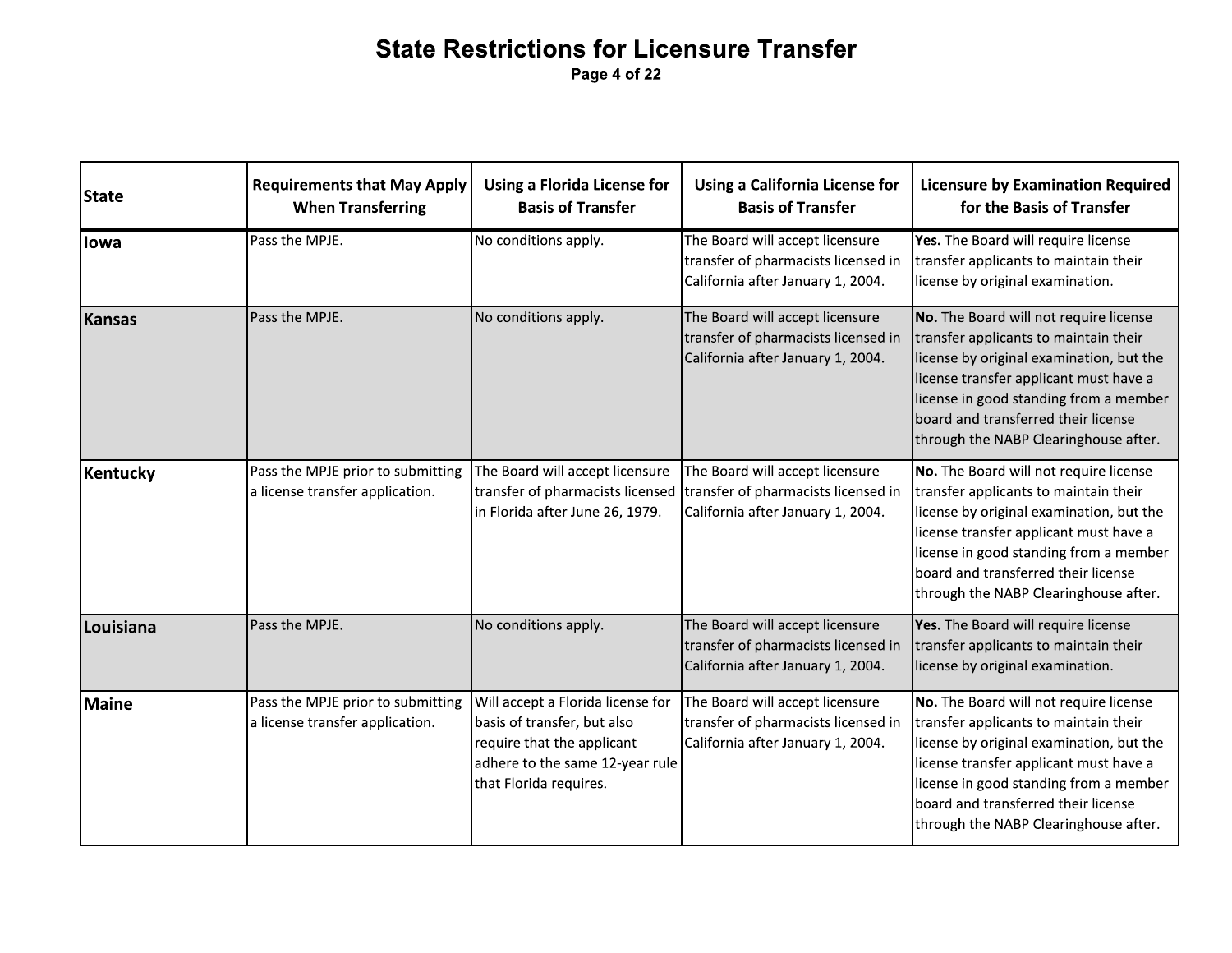# State Restrictions for Licensure Transfer

| State | Requirements that May Apply When Transferring | Using a Florida License for Basis of Transfer | Using a California License for Basis of Transfer | Licensure by Examination Required for the Basis of Transfer |
|---|---|---|---|---|
| Iowa | Pass the MPJE. | No conditions apply. | The Board will accept licensure transfer of pharmacists licensed in California after January 1, 2004. | **Yes.** The Board will require license transfer applicants to maintain their license by original examination. |
| Kansas | Pass the MPJE. | No conditions apply. | The Board will accept licensure transfer of pharmacists licensed in California after January 1, 2004. | **No.** The Board will not require license transfer applicants to maintain their license by original examination, but the license transfer applicant must have a license in good standing from a member board and transferred their license through the NABP Clearinghouse after. |
| Kentucky | Pass the MPJE prior to submitting a license transfer application. | The Board will accept licensure transfer of pharmacists licensed in Florida after June 26, 1979. | The Board will accept licensure transfer of pharmacists licensed in California after January 1, 2004. | **No.** The Board will not require license transfer applicants to maintain their license by original examination, but the license transfer applicant must have a license in good standing from a member board and transferred their license through the NABP Clearinghouse after. |
| Louisiana | Pass the MPJE. | No conditions apply. | The Board will accept licensure transfer of pharmacists licensed in California after January 1, 2004. | **Yes.** The Board will require license transfer applicants to maintain their license by original examination. |
| Maine | Pass the MPJE prior to submitting a license transfer application. | Will accept a Florida license for basis of transfer, but also require that the applicant adhere to the same 12-year rule that Florida requires. | The Board will accept licensure transfer of pharmacists licensed in California after January 1, 2004. | **No.** The Board will not require license transfer applicants to maintain their license by original examination, but the license transfer applicant must have a license in good standing from a member board and transferred their license through the NABP Clearinghouse after. |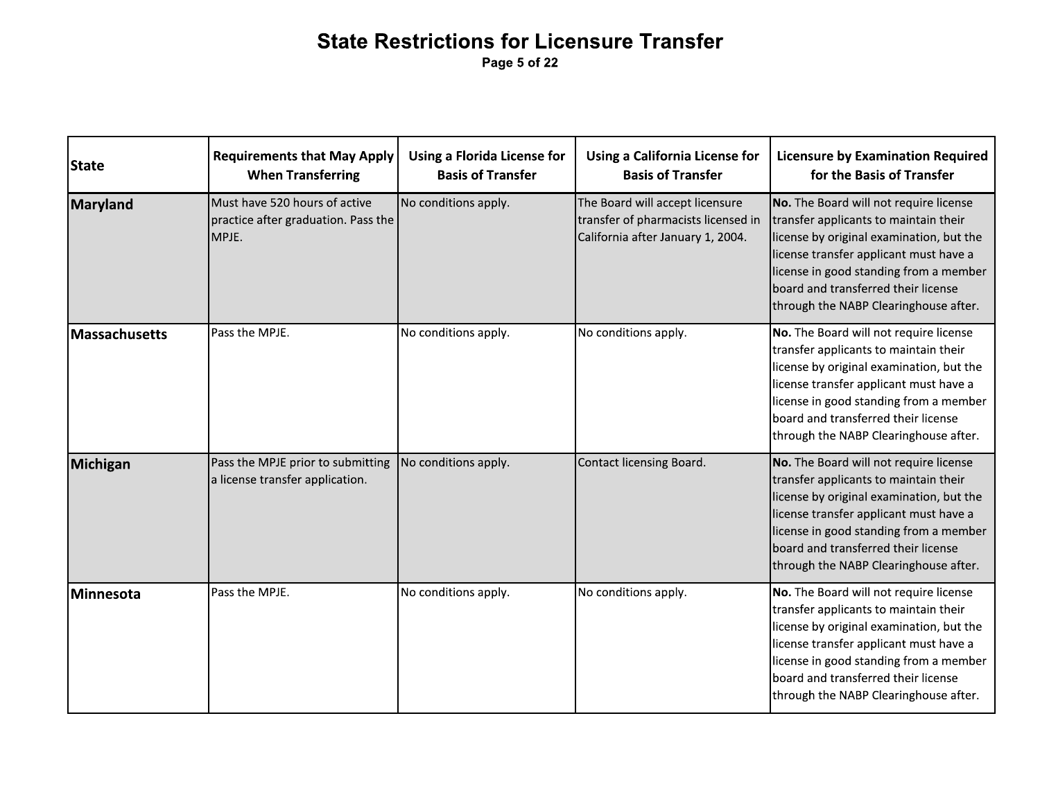# State Restrictions for Licensure Transfer

| State | Requirements that May Apply When Transferring | Using a Florida License for Basis of Transfer | Using a California License for Basis of Transfer | Licensure by Examination Required for the Basis of Transfer |
|---|---|---|---|---|
| **Maryland** | Must have 520 hours of active practice after graduation. Pass the MPJE. | No conditions apply. | The Board will accept licensure transfer of pharmacists licensed in California after January 1, 2004. | **No.** The Board will not require license transfer applicants to maintain their license by original examination, but the license transfer applicant must have a license in good standing from a member board and transferred their license through the NABP Clearinghouse after. |
| **Massachusetts** | Pass the MPJE. | No conditions apply. | No conditions apply. | **No.** The Board will not require license transfer applicants to maintain their license by original examination, but the license transfer applicant must have a license in good standing from a member board and transferred their license through the NABP Clearinghouse after. |
| **Michigan** | Pass the MPJE prior to submitting a license transfer application. | No conditions apply. | Contact licensing Board. | **No.** The Board will not require license transfer applicants to maintain their license by original examination, but the license transfer applicant must have a license in good standing from a member board and transferred their license through the NABP Clearinghouse after. |
| **Minnesota** | Pass the MPJE. | No conditions apply. | No conditions apply. | **No.** The Board will not require license transfer applicants to maintain their license by original examination, but the license transfer applicant must have a license in good standing from a member board and transferred their license through the NABP Clearinghouse after. |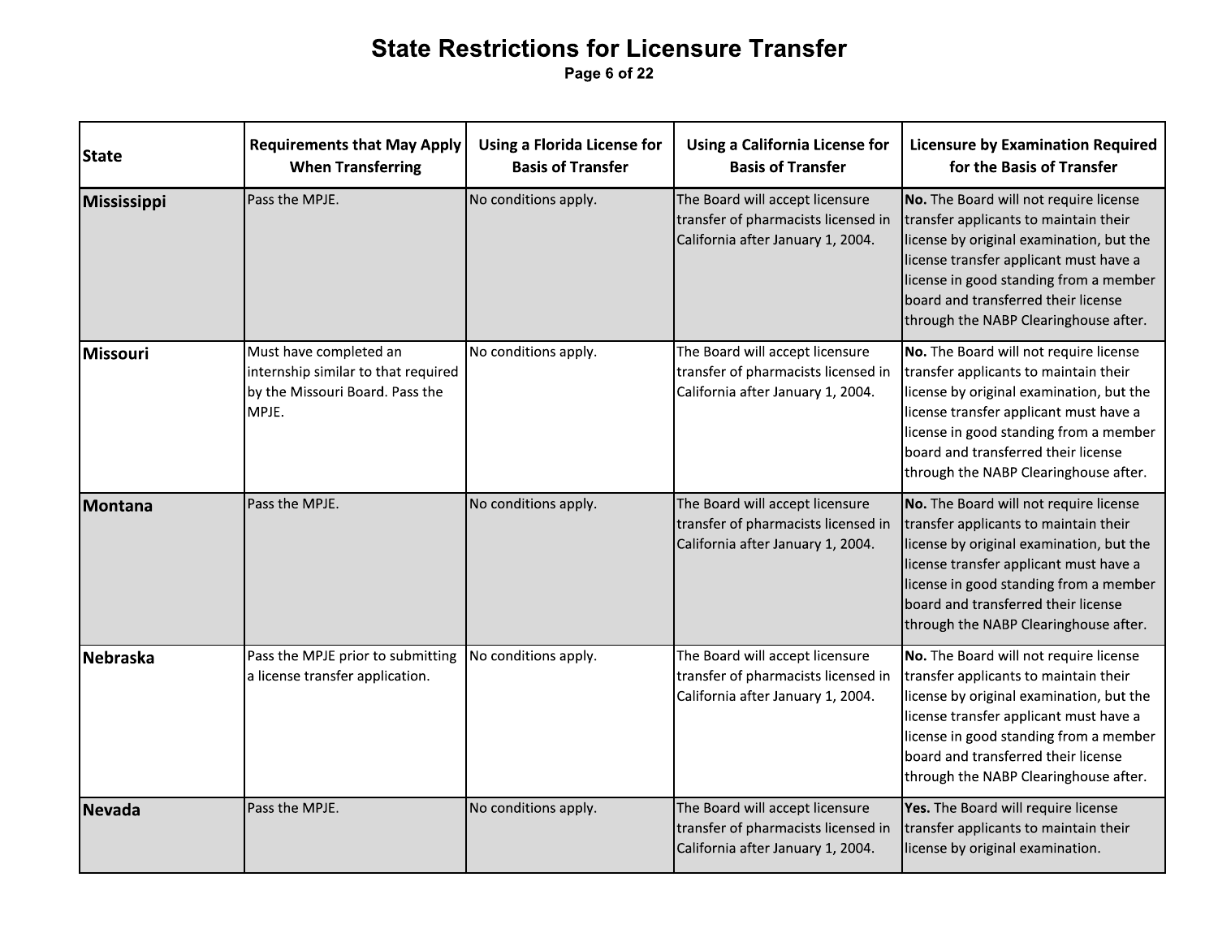# State Restrictions for Licensure Transfer

| State | Requirements that May Apply When Transferring | Using a Florida License for Basis of Transfer | Using a California License for Basis of Transfer | Licensure by Examination Required for the Basis of Transfer |
|---|---|---|---|---|
| **Mississippi** | Pass the MPJE. | No conditions apply. | The Board will accept licensure transfer of pharmacists licensed in California after January 1, 2004. | **No.** The Board will not require license transfer applicants to maintain their license by original examination, but the license transfer applicant must have a license in good standing from a member board and transferred their license through the NABP Clearinghouse after. |
| **Missouri** | Must have completed an internship similar to that required by the Missouri Board. Pass the MPJE. | No conditions apply. | The Board will accept licensure transfer of pharmacists licensed in California after January 1, 2004. | **No.** The Board will not require license transfer applicants to maintain their license by original examination, but the license transfer applicant must have a license in good standing from a member board and transferred their license through the NABP Clearinghouse after. |
| **Montana** | Pass the MPJE. | No conditions apply. | The Board will accept licensure transfer of pharmacists licensed in California after January 1, 2004. | **No.** The Board will not require license transfer applicants to maintain their license by original examination, but the license transfer applicant must have a license in good standing from a member board and transferred their license through the NABP Clearinghouse after. |
| **Nebraska** | Pass the MPJE prior to submitting a license transfer application. | No conditions apply. | The Board will accept licensure transfer of pharmacists licensed in California after January 1, 2004. | **No.** The Board will not require license transfer applicants to maintain their license by original examination, but the license transfer applicant must have a license in good standing from a member board and transferred their license through the NABP Clearinghouse after. |
| **Nevada** | Pass the MPJE. | No conditions apply. | The Board will accept licensure transfer of pharmacists licensed in California after January 1, 2004. | **Yes.** The Board will require license transfer applicants to maintain their license by original examination. |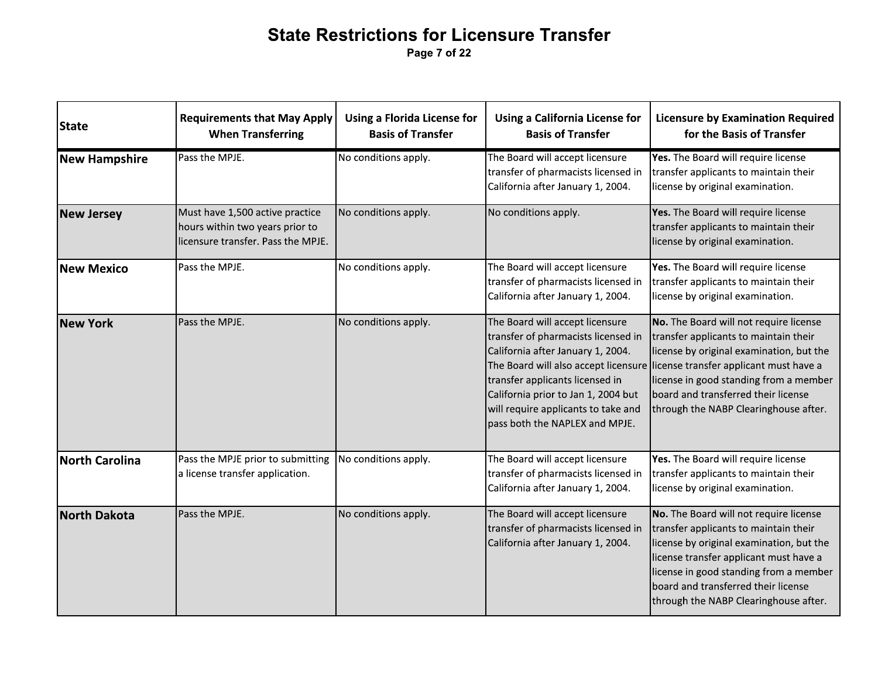# State Restrictions for Licensure Transfer

| State | Requirements that May Apply When Transferring | Using a Florida License for Basis of Transfer | Using a California License for Basis of Transfer | Licensure by Examination Required for the Basis of Transfer |
|---|---|---|---|---|
| **New Hampshire** | Pass the MPJE. | No conditions apply. | The Board will accept licensure transfer of pharmacists licensed in California after January 1, 2004. | **Yes.** The Board will require license transfer applicants to maintain their license by original examination. |
| **New Jersey** | Must have 1,500 active practice hours within two years prior to licensure transfer. Pass the MPJE. | No conditions apply. | No conditions apply. | **Yes.** The Board will require license transfer applicants to maintain their license by original examination. |
| **New Mexico** | Pass the MPJE. | No conditions apply. | The Board will accept licensure transfer of pharmacists licensed in California after January 1, 2004. | **Yes.** The Board will require license transfer applicants to maintain their license by original examination. |
| **New York** | Pass the MPJE. | No conditions apply. | The Board will accept licensure transfer of pharmacists licensed in California after January 1, 2004. The Board will also accept licensure transfer applicants licensed in California prior to Jan 1, 2004 but will require applicants to take and pass both the NAPLEX and MPJE. | **No.** The Board will not require license transfer applicants to maintain their license by original examination, but the license transfer applicant must have a license in good standing from a member board and transferred their license through the NABP Clearinghouse after. |
| **North Carolina** | Pass the MPJE prior to submitting a license transfer application. | No conditions apply. | The Board will accept licensure transfer of pharmacists licensed in California after January 1, 2004. | **Yes.** The Board will require license transfer applicants to maintain their license by original examination. |
| **North Dakota** | Pass the MPJE. | No conditions apply. | The Board will accept licensure transfer of pharmacists licensed in California after January 1, 2004. | **No.** The Board will not require license transfer applicants to maintain their license by original examination, but the license transfer applicant must have a license in good standing from a member board and transferred their license through the NABP Clearinghouse after. |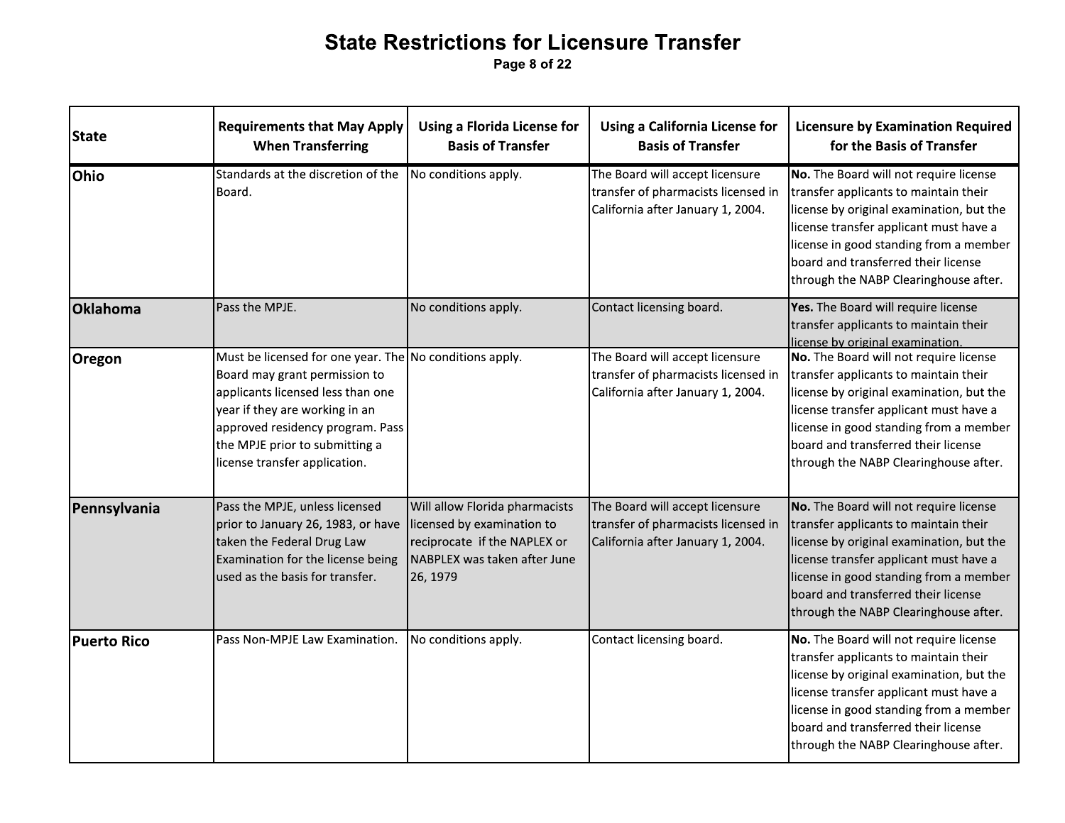# State Restrictions for Licensure Transfer

| State | Requirements that May Apply When Transferring | Using a Florida License for Basis of Transfer | Using a California License for Basis of Transfer | Licensure by Examination Required for the Basis of Transfer |
|---|---|---|---|---|
| **Ohio** | Standards at the discretion of the Board. | No conditions apply. | The Board will accept licensure transfer of pharmacists licensed in California after January 1, 2004. | **No.** The Board will not require license transfer applicants to maintain their license by original examination, but the license transfer applicant must have a license in good standing from a member board and transferred their license through the NABP Clearinghouse after. |
| **Oklahoma** | Pass the MPJE. | No conditions apply. | Contact licensing board. | **Yes.** The Board will require license transfer applicants to maintain their license by original examination. |
| **Oregon** | Must be licensed for one year. The Board may grant permission to applicants licensed less than one year if they are working in an approved residency program. Pass the MPJE prior to submitting a license transfer application. | No conditions apply. | The Board will accept licensure transfer of pharmacists licensed in California after January 1, 2004. | **No.** The Board will not require license transfer applicants to maintain their license by original examination, but the license transfer applicant must have a license in good standing from a member board and transferred their license through the NABP Clearinghouse after. |
| **Pennsylvania** | Pass the MPJE, unless licensed prior to January 26, 1983, or have taken the Federal Drug Law Examination for the license being used as the basis for transfer. | Will allow Florida pharmacists licensed by examination to reciprocate if the NAPLEX or NABPLEX was taken after June 26, 1979 | The Board will accept licensure transfer of pharmacists licensed in California after January 1, 2004. | **No.** The Board will not require license transfer applicants to maintain their license by original examination, but the license transfer applicant must have a license in good standing from a member board and transferred their license through the NABP Clearinghouse after. |
| **Puerto Rico** | Pass Non-MPJE Law Examination. | No conditions apply. | Contact licensing board. | **No.** The Board will not require license transfer applicants to maintain their license by original examination, but the license transfer applicant must have a license in good standing from a member board and transferred their license through the NABP Clearinghouse after. |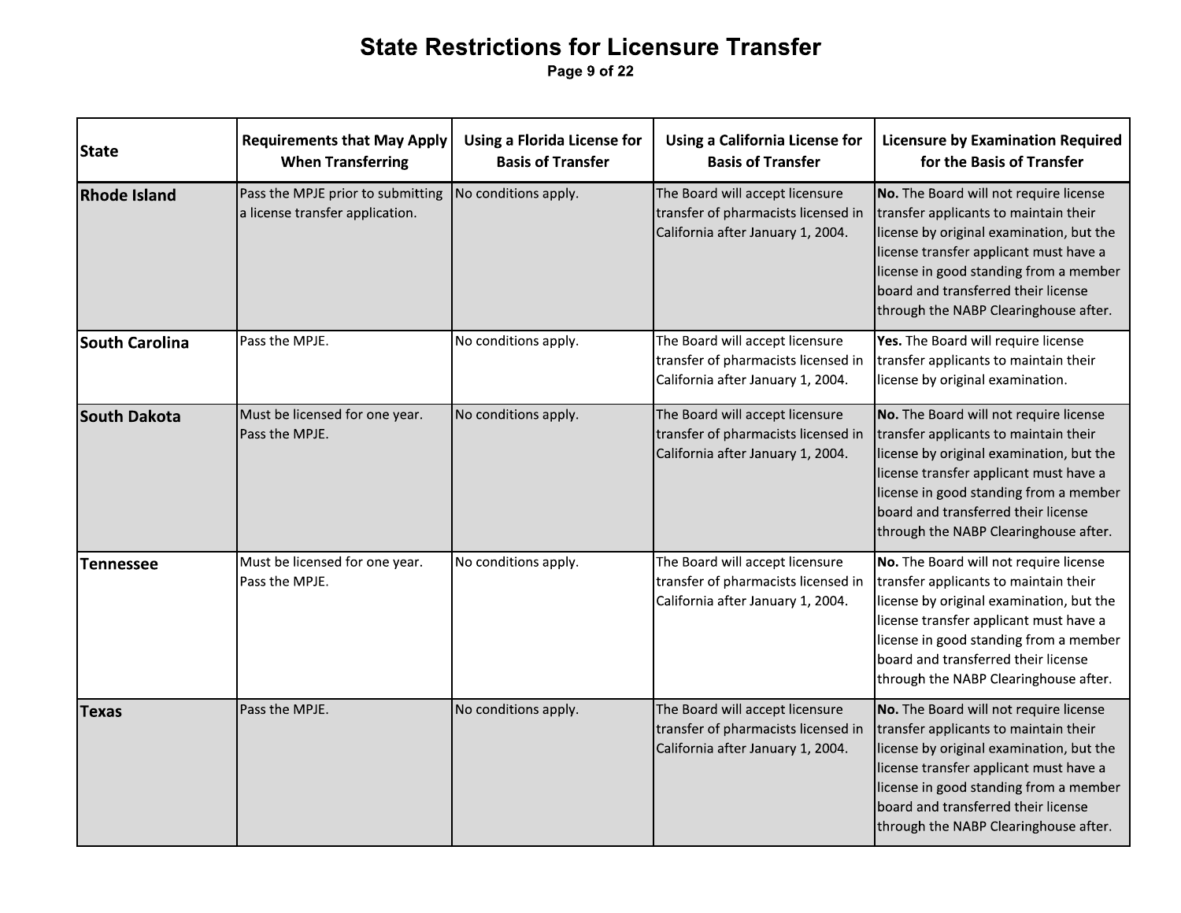# State Restrictions for Licensure Transfer

| State | Requirements that May Apply When Transferring | Using a Florida License for Basis of Transfer | Using a California License for Basis of Transfer | Licensure by Examination Required for the Basis of Transfer |
|---|---|---|---|---|
| **Rhode Island** | Pass the MPJE prior to submitting a license transfer application. | No conditions apply. | The Board will accept licensure transfer of pharmacists licensed in California after January 1, 2004. | **No.** The Board will not require license transfer applicants to maintain their license by original examination, but the license transfer applicant must have a license in good standing from a member board and transferred their license through the NABP Clearinghouse after. |
| **South Carolina** | Pass the MPJE. | No conditions apply. | The Board will accept licensure transfer of pharmacists licensed in California after January 1, 2004. | **Yes.** The Board will require license transfer applicants to maintain their license by original examination. |
| **South Dakota** | Must be licensed for one year. Pass the MPJE. | No conditions apply. | The Board will accept licensure transfer of pharmacists licensed in California after January 1, 2004. | **No.** The Board will not require license transfer applicants to maintain their license by original examination, but the license transfer applicant must have a license in good standing from a member board and transferred their license through the NABP Clearinghouse after. |
| **Tennessee** | Must be licensed for one year. Pass the MPJE. | No conditions apply. | The Board will accept licensure transfer of pharmacists licensed in California after January 1, 2004. | **No.** The Board will not require license transfer applicants to maintain their license by original examination, but the license transfer applicant must have a license in good standing from a member board and transferred their license through the NABP Clearinghouse after. |
| **Texas** | Pass the MPJE. | No conditions apply. | The Board will accept licensure transfer of pharmacists licensed in California after January 1, 2004. | **No.** The Board will not require license transfer applicants to maintain their license by original examination, but the license transfer applicant must have a license in good standing from a member board and transferred their license through the NABP Clearinghouse after. |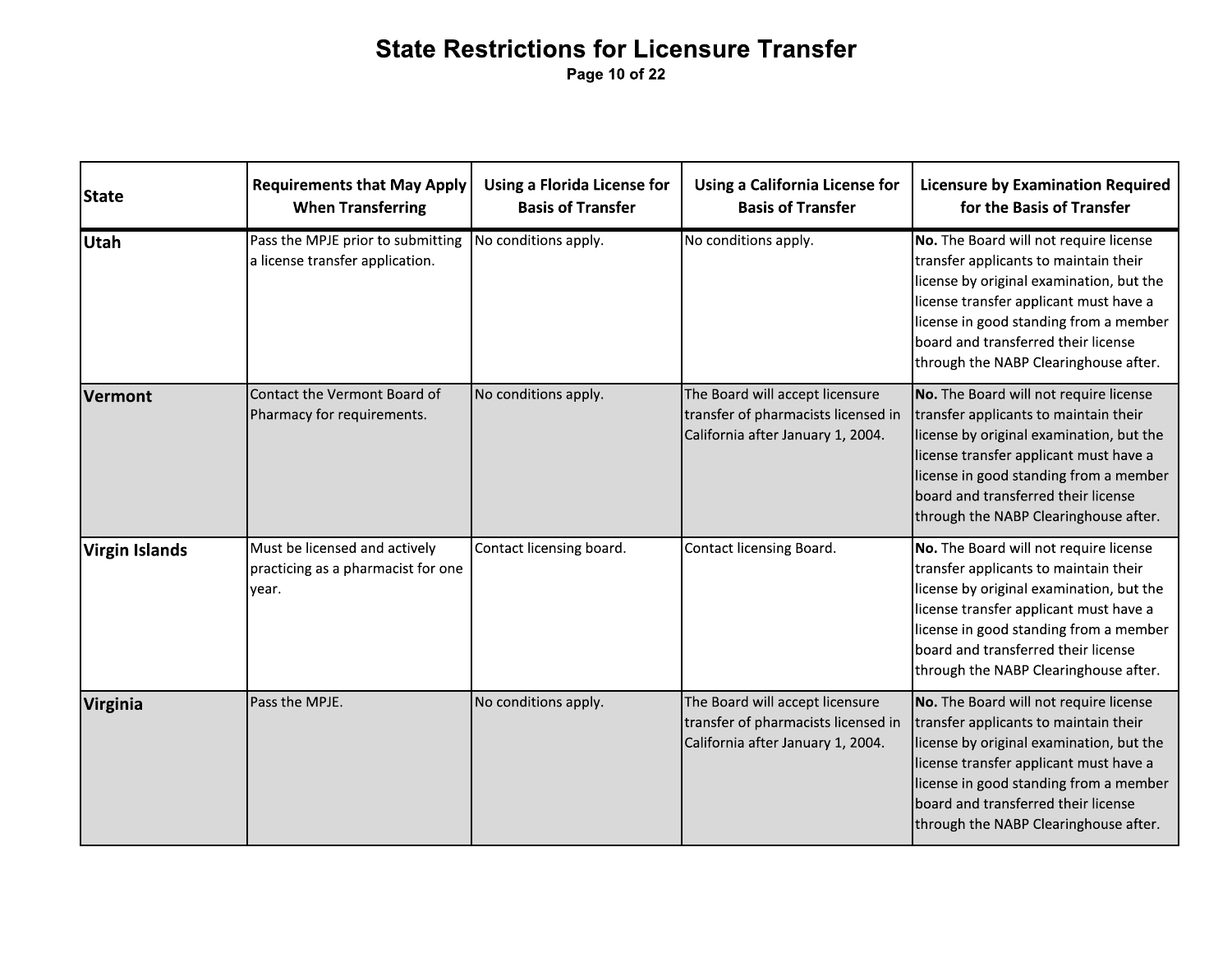# State Restrictions for Licensure Transfer

| State | Requirements that May Apply When Transferring | Using a Florida License for Basis of Transfer | Using a California License for Basis of Transfer | Licensure by Examination Required for the Basis of Transfer |
|---|---|---|---|---|
| **Utah** | Pass the MPJE prior to submitting a license transfer application. | No conditions apply. | No conditions apply. | **No.** The Board will not require license transfer applicants to maintain their license by original examination, but the license transfer applicant must have a license in good standing from a member board and transferred their license through the NABP Clearinghouse after. |
| **Vermont** | Contact the Vermont Board of Pharmacy for requirements. | No conditions apply. | The Board will accept licensure transfer of pharmacists licensed in California after January 1, 2004. | **No.** The Board will not require license transfer applicants to maintain their license by original examination, but the license transfer applicant must have a license in good standing from a member board and transferred their license through the NABP Clearinghouse after. |
| **Virgin Islands** | Must be licensed and actively practicing as a pharmacist for one year. | Contact licensing board. | Contact licensing Board. | **No.** The Board will not require license transfer applicants to maintain their license by original examination, but the license transfer applicant must have a license in good standing from a member board and transferred their license through the NABP Clearinghouse after. |
| **Virginia** | Pass the MPJE. | No conditions apply. | The Board will accept licensure transfer of pharmacists licensed in California after January 1, 2004. | **No.** The Board will not require license transfer applicants to maintain their license by original examination, but the license transfer applicant must have a license in good standing from a member board and transferred their license through the NABP Clearinghouse after. |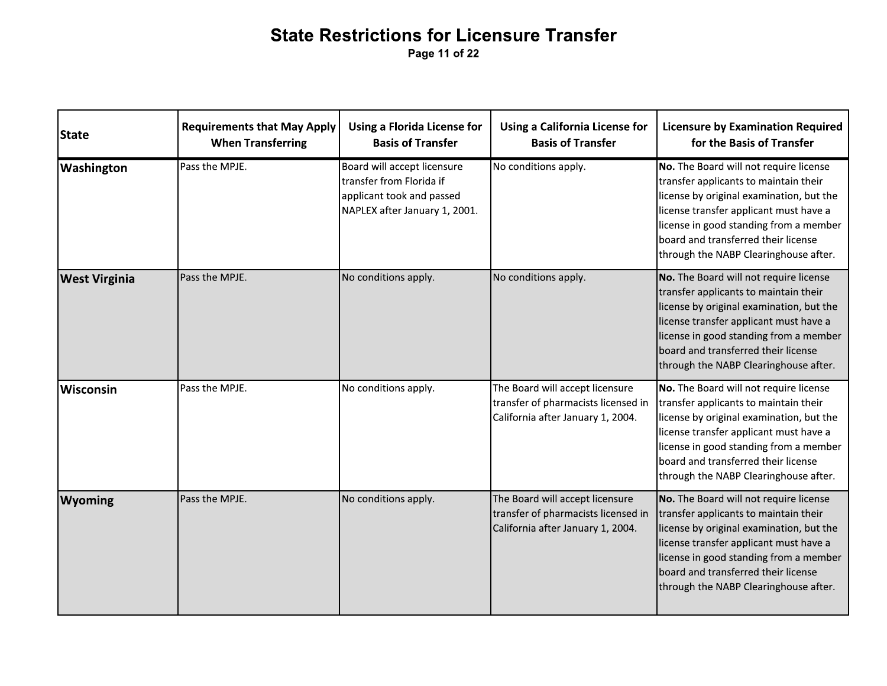# State Restrictions for Licensure Transfer

| State | Requirements that May Apply When Transferring | Using a Florida License for Basis of Transfer | Using a California License for Basis of Transfer | Licensure by Examination Required for the Basis of Transfer |
|---|---|---|---|---|
| **Washington** | Pass the MPJE. | Board will accept licensure transfer from Florida if applicant took and passed NAPLEX after January 1, 2001. | No conditions apply. | **No.** The Board will not require license transfer applicants to maintain their license by original examination, but the license transfer applicant must have a license in good standing from a member board and transferred their license through the NABP Clearinghouse after. |
| **West Virginia** | Pass the MPJE. | No conditions apply. | No conditions apply. | **No.** The Board will not require license transfer applicants to maintain their license by original examination, but the license transfer applicant must have a license in good standing from a member board and transferred their license through the NABP Clearinghouse after. |
| **Wisconsin** | Pass the MPJE. | No conditions apply. | The Board will accept licensure transfer of pharmacists licensed in California after January 1, 2004. | **No.** The Board will not require license transfer applicants to maintain their license by original examination, but the license transfer applicant must have a license in good standing from a member board and transferred their license through the NABP Clearinghouse after. |
| **Wyoming** | Pass the MPJE. | No conditions apply. | The Board will accept licensure transfer of pharmacists licensed in California after January 1, 2004. | **No.** The Board will not require license transfer applicants to maintain their license by original examination, but the license transfer applicant must have a license in good standing from a member board and transferred their license through the NABP Clearinghouse after. |